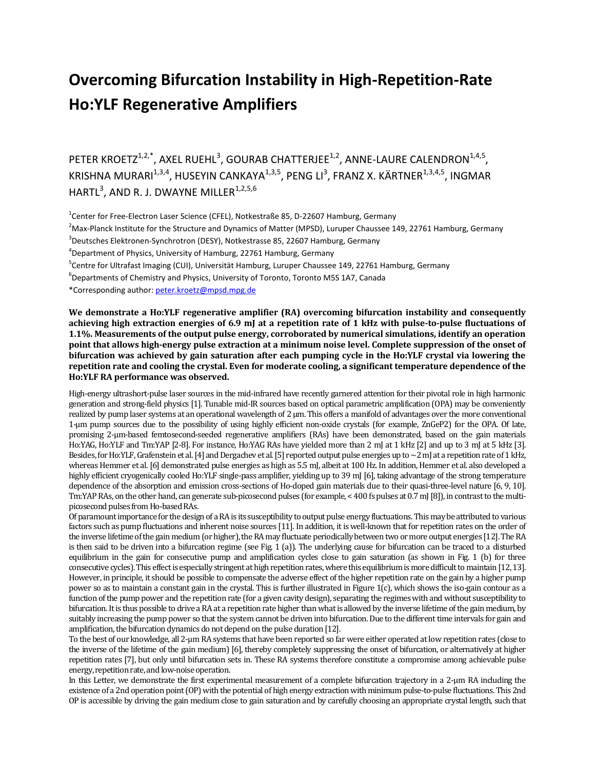# Overcoming Bifurcation Instability in High-Repetition-Rate Ho:YLF Regenerative Amplifiers

PETER KROETZ[1,2,*], AXEL RUEHL[3], GOURAB CHATTERJEE[1,2], ANNE-LAURE CALENDRON[1,4,5], KRISHNA MURARI[1,3,4], HUSEYIN CANKAYA[1,3,5], PENG LI[3], FRANZ X. KÄRTNER[1,3,4,5], INGMAR HARTL[3], AND R. J. DWAYNE MILLER[1,2,5,6]

[1]Center for Free-Electron Laser Science (CFEL), Notkestraße 85, D-22607 Hamburg, Germany

[2]Max-Planck Institute for the Structure and Dynamics of Matter (MPSD), Luruper Chaussee 149, 22761 Hamburg, Germany

[3]Deutsches Elektronen-Synchrotron (DESY), Notkestrasse 85, 22607 Hamburg, Germany

[4]Department of Physics, University of Hamburg, 22761 Hamburg, Germany

[5]Centre for Ultrafast Imaging (CUI), Universität Hamburg, Luruper Chaussee 149, 22761 Hamburg, Germany

[6]Departments of Chemistry and Physics, University of Toronto, Toronto M5S 1A7, Canada

*Corresponding author: peter.kroetz@mpsd.mpg.de

**We demonstrate a Ho:YLF regenerative amplifier (RA) overcoming bifurcation instability and consequently achieving high extraction energies of 6.9 mJ at a repetition rate of 1 kHz with pulse-to-pulse fluctuations of 1.1%. Measurements of the output pulse energy, corroborated by numerical simulations, identify an operation point that allows high-energy pulse extraction at a minimum noise level. Complete suppression of the onset of bifurcation was achieved by gain saturation after each pumping cycle in the Ho:YLF crystal via lowering the repetition rate and cooling the crystal. Even for moderate cooling, a significant temperature dependence of the Ho:YLF RA performance was observed.**

High-energy ultrashort-pulse laser sources in the mid-infrared have recently garnered attention for their pivotal role in high harmonic generation and strong-field physics [1]. Tunable mid-IR sources based on optical parametric amplification (OPA) may be conveniently realized by pump laser systems at an operational wavelength of 2 µm. This offers a manifold of advantages over the more conventional 1-µm pump sources due to the possibility of using highly efficient non-oxide crystals (for example, $ZnGeP_2$) for the OPA. Of late, promising 2-µm-based femtosecond-seeded regenerative amplifiers (RAs) have been demonstrated, based on the gain materials Ho:YAG, Ho:YLF and Tm:YAP [2-8]. For instance, Ho:YAG RAs have yielded more than 2 mJ at 1 kHz [2] and up to 3 mJ at 5 kHz [3]. Besides, for Ho:YLF, Grafenstein et al. [4] and Dergachev et al. [5] reported output pulse energies up to ~2 mJ at a repetition rate of 1 kHz, whereas Hemmer et al. [6] demonstrated pulse energies as high as 5.5 mJ, albeit at 100 Hz. In addition, Hemmer et al. also developed a highly efficient cryogenically cooled Ho:YLF single-pass amplifier, yielding up to 39 mJ [6], taking advantage of the strong temperature dependence of the absorption and emission cross-sections of Ho-doped gain materials due to their quasi-three-level nature [6, 9, 10]. Tm:YAP RAs, on the other hand, can generate sub-picosecond pulses (for example, < 400 fs pulses at 0.7 mJ [8]), in contrast to the multi-picosecond pulses from Ho-based RAs.

Of paramount importance for the design of a RA is its susceptibility to output pulse energy fluctuations. This may be attributed to various factors such as pump fluctuations and inherent noise sources [11]. In addition, it is well-known that for repetition rates on the order of the inverse lifetime of the gain medium (or higher), the RA may fluctuate periodically between two or more output energies [12]. The RA is then said to be driven into a bifurcation regime (see Fig. 1 (a)). The underlying cause for bifurcation can be traced to a disturbed equilibrium in the gain for consecutive pump and amplification cycles close to gain saturation (as shown in Fig. 1 (b) for three consecutive cycles). This effect is especially stringent at high repetition rates, where this equilibrium is more difficult to maintain [12, 13]. However, in principle, it should be possible to compensate the adverse effect of the higher repetition rate on the gain by a higher pump power so as to maintain a constant gain in the crystal. This is further illustrated in Figure 1(c), which shows the iso-gain contour as a function of the pump power and the repetition rate (for a given cavity design), separating the regimes with and without susceptibility to bifurcation. It is thus possible to drive a RA at a repetition rate higher than what is allowed by the inverse lifetime of the gain medium, by suitably increasing the pump power so that the system cannot be driven into bifurcation. Due to the different time intervals for gain and amplification, the bifurcation dynamics do not depend on the pulse duration [12].

To the best of our knowledge, all 2-µm RA systems that have been reported so far were either operated at low repetition rates (close to the inverse of the lifetime of the gain medium) [6], thereby completely suppressing the onset of bifurcation, or alternatively at higher repetition rates [7], but only until bifurcation sets in. These RA systems therefore constitute a compromise among achievable pulse energy, repetition rate, and low-noise operation.

In this Letter, we demonstrate the first experimental measurement of a complete bifurcation trajectory in a 2-µm RA including the existence of a 2nd operation point (OP) with the potential of high energy extraction with minimum pulse-to-pulse fluctuations. This 2nd OP is accessible by driving the gain medium close to gain saturation and by carefully choosing an appropriate crystal length, such that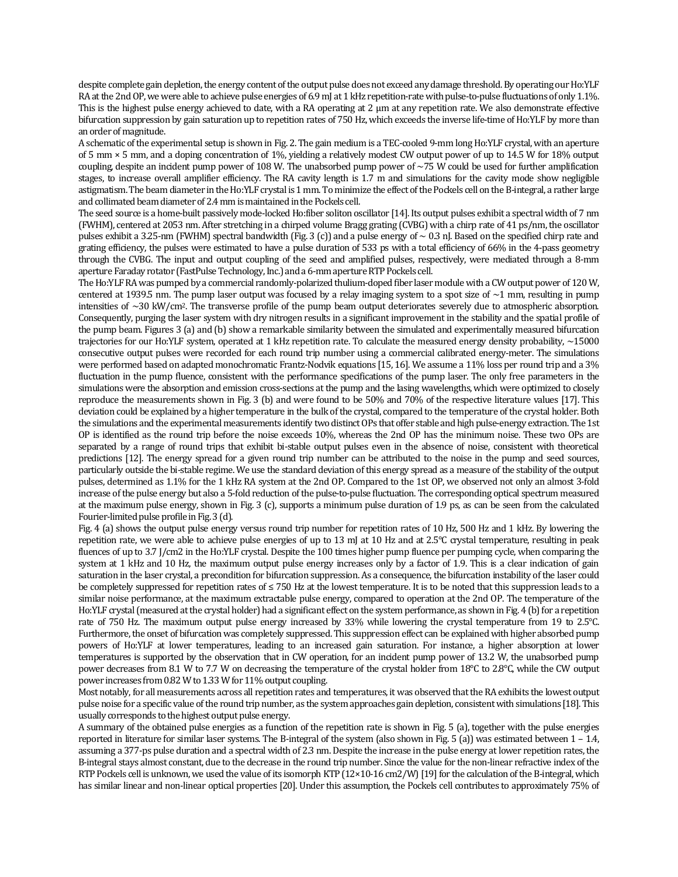despite complete gain depletion, the energy content of the output pulse does not exceed any damage threshold. By operating our Ho:YLF RA at the 2nd OP, we were able to achieve pulse energies of 6.9 mJ at 1 kHz repetition-rate with pulse-to-pulse fluctuations of only 1.1%. This is the highest pulse energy achieved to date, with a RA operating at 2 µm at any repetition rate. We also demonstrate effective bifurcation suppression by gain saturation up to repetition rates of 750 Hz, which exceeds the inverse life-time of Ho:YLF by more than an order of magnitude.

A schematic of the experimental setup is shown in Fig. 2. The gain medium is a TEC-cooled 9-mm long Ho:YLF crystal, with an aperture of 5 mm × 5 mm, and a doping concentration of 1%, yielding a relatively modest CW output power of up to 14.5 W for 18% output coupling, despite an incident pump power of 108 W. The unabsorbed pump power of ~75 W could be used for further amplification stages, to increase overall amplifier efficiency. The RA cavity length is 1.7 m and simulations for the cavity mode show negligible astigmatism. The beam diameter in the Ho:YLF crystal is 1 mm. To minimize the effect of the Pockels cell on the B-integral, a rather large and collimated beam diameter of 2.4 mm is maintained in the Pockels cell.

The seed source is a home-built passively mode-locked Ho:fiber soliton oscillator [14]. Its output pulses exhibit a spectral width of 7 nm (FWHM), centered at 2053 nm. After stretching in a chirped volume Bragg grating (CVBG) with a chirp rate of 41 ps/nm, the oscillator pulses exhibit a 3.25-nm (FWHM) spectral bandwidth (Fig. 3 (c)) and a pulse energy of ~ 0.3 nJ. Based on the specified chirp rate and grating efficiency, the pulses were estimated to have a pulse duration of 533 ps with a total efficiency of 66% in the 4-pass geometry through the CVBG. The input and output coupling of the seed and amplified pulses, respectively, were mediated through a 8-mm aperture Faraday rotator (FastPulse Technology, Inc.) and a 6-mm aperture RTP Pockels cell.

The Ho:YLF RA was pumped by a commercial randomly-polarized thulium-doped fiber laser module with a CW output power of 120 W, centered at 1939.5 nm. The pump laser output was focused by a relay imaging system to a spot size of ~1 mm, resulting in pump intensities of ~30 kW/cm$^2$. The transverse profile of the pump beam output deteriorates severely due to atmospheric absorption. Consequently, purging the laser system with dry nitrogen results in a significant improvement in the stability and the spatial profile of the pump beam. Figures 3 (a) and (b) show a remarkable similarity between the simulated and experimentally measured bifurcation trajectories for our Ho:YLF system, operated at 1 kHz repetition rate. To calculate the measured energy density probability, ~15000 consecutive output pulses were recorded for each round trip number using a commercial calibrated energy-meter. The simulations were performed based on adapted monochromatic Frantz-Nodvik equations [15, 16]. We assume a 11% loss per round trip and a 3% fluctuation in the pump fluence, consistent with the performance specifications of the pump laser. The only free parameters in the simulations were the absorption and emission cross-sections at the pump and the lasing wavelengths, which were optimized to closely reproduce the measurements shown in Fig. 3 (b) and were found to be 50% and 70% of the respective literature values [17]. This deviation could be explained by a higher temperature in the bulk of the crystal, compared to the temperature of the crystal holder. Both the simulations and the experimental measurements identify two distinct OPs that offer stable and high pulse-energy extraction. The 1st OP is identified as the round trip before the noise exceeds 10%, whereas the 2nd OP has the minimum noise. These two OPs are separated by a range of round trips that exhibit bi-stable output pulses even in the absence of noise, consistent with theoretical predictions [12]. The energy spread for a given round trip number can be attributed to the noise in the pump and seed sources, particularly outside the bi-stable regime. We use the standard deviation of this energy spread as a measure of the stability of the output pulses, determined as 1.1% for the 1 kHz RA system at the 2nd OP. Compared to the 1st OP, we observed not only an almost 3-fold increase of the pulse energy but also a 5-fold reduction of the pulse-to-pulse fluctuation. The corresponding optical spectrum measured at the maximum pulse energy, shown in Fig. 3 (c), supports a minimum pulse duration of 1.9 ps, as can be seen from the calculated Fourier-limited pulse profile in Fig. 3 (d).

Fig. 4 (a) shows the output pulse energy versus round trip number for repetition rates of 10 Hz, 500 Hz and 1 kHz. By lowering the repetition rate, we were able to achieve pulse energies of up to 13 mJ at 10 Hz and at 2.5°C crystal temperature, resulting in peak fluences of up to 3.7 J/cm2 in the Ho:YLF crystal. Despite the 100 times higher pump fluence per pumping cycle, when comparing the system at 1 kHz and 10 Hz, the maximum output pulse energy increases only by a factor of 1.9. This is a clear indication of gain saturation in the laser crystal, a precondition for bifurcation suppression. As a consequence, the bifurcation instability of the laser could be completely suppressed for repetition rates of ≤ 750 Hz at the lowest temperature. It is to be noted that this suppression leads to a similar noise performance, at the maximum extractable pulse energy, compared to operation at the 2nd OP. The temperature of the Ho:YLF crystal (measured at the crystal holder) had a significant effect on the system performance, as shown in Fig. 4 (b) for a repetition rate of 750 Hz. The maximum output pulse energy increased by 33% while lowering the crystal temperature from 19 to 2.5°C. Furthermore, the onset of bifurcation was completely suppressed. This suppression effect can be explained with higher absorbed pump powers of Ho:YLF at lower temperatures, leading to an increased gain saturation. For instance, a higher absorption at lower temperatures is supported by the observation that in CW operation, for an incident pump power of 13.2 W, the unabsorbed pump power decreases from 8.1 W to 7.7 W on decreasing the temperature of the crystal holder from 18°C to 2.8°C, while the CW output power increases from 0.82 W to 1.33 W for 11% output coupling.

Most notably, for all measurements across all repetition rates and temperatures, it was observed that the RA exhibits the lowest output pulse noise for a specific value of the round trip number, as the system approaches gain depletion, consistent with simulations [18]. This usually corresponds to the highest output pulse energy.

A summary of the obtained pulse energies as a function of the repetition rate is shown in Fig. 5 (a), together with the pulse energies reported in literature for similar laser systems. The B-integral of the system (also shown in Fig. 5 (a)) was estimated between 1 – 1.4, assuming a 377-ps pulse duration and a spectral width of 2.3 nm. Despite the increase in the pulse energy at lower repetition rates, the B-integral stays almost constant, due to the decrease in the round trip number. Since the value for the non-linear refractive index of the RTP Pockels cell is unknown, we used the value of its isomorph KTP (12×10-16 cm2/W) [19] for the calculation of the B-integral, which has similar linear and non-linear optical properties [20]. Under this assumption, the Pockels cell contributes to approximately 75% of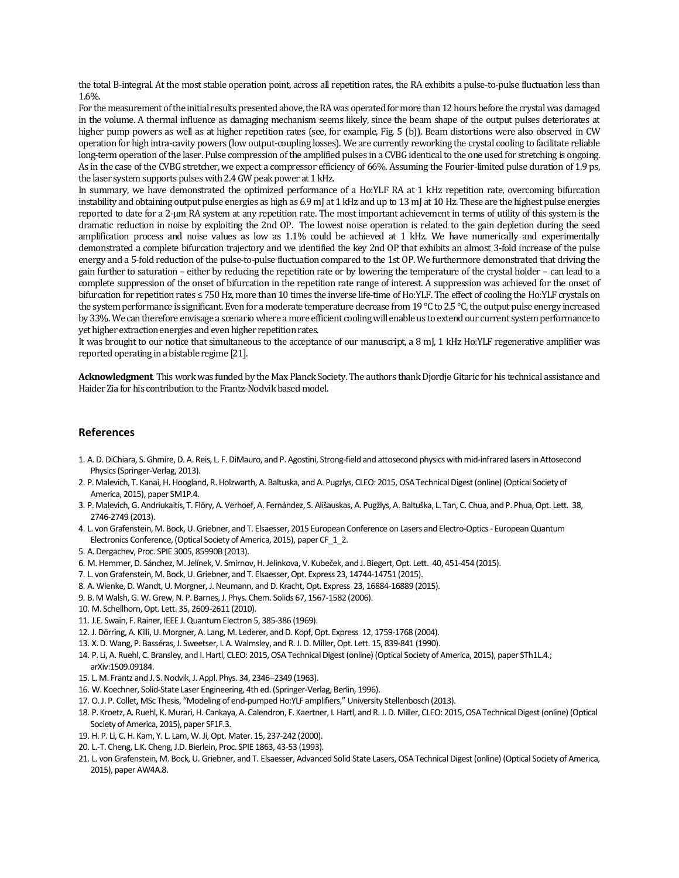the total B-integral. At the most stable operation point, across all repetition rates, the RA exhibits a pulse-to-pulse fluctuation less than 1.6%.

For the measurement of the initial results presented above, the RA was operated for more than 12 hours before the crystal was damaged in the volume. A thermal influence as damaging mechanism seems likely, since the beam shape of the output pulses deteriorates at higher pump powers as well as at higher repetition rates (see, for example, Fig. 5 (b)). Beam distortions were also observed in CW operation for high intra-cavity powers (low output-coupling losses). We are currently reworking the crystal cooling to facilitate reliable long-term operation of the laser. Pulse compression of the amplified pulses in a CVBG identical to the one used for stretching is ongoing. As in the case of the CVBG stretcher, we expect a compressor efficiency of 66%. Assuming the Fourier-limited pulse duration of 1.9 ps, the laser system supports pulses with 2.4 GW peak power at 1 kHz.

In summary, we have demonstrated the optimized performance of a Ho:YLF RA at 1 kHz repetition rate, overcoming bifurcation instability and obtaining output pulse energies as high as 6.9 mJ at 1 kHz and up to 13 mJ at 10 Hz. These are the highest pulse energies reported to date for a 2-µm RA system at any repetition rate. The most important achievement in terms of utility of this system is the dramatic reduction in noise by exploiting the 2nd OP. The lowest noise operation is related to the gain depletion during the seed amplification process and noise values as low as 1.1% could be achieved at 1 kHz. We have numerically and experimentally demonstrated a complete bifurcation trajectory and we identified the key 2nd OP that exhibits an almost 3-fold increase of the pulse energy and a 5-fold reduction of the pulse-to-pulse fluctuation compared to the 1st OP. We furthermore demonstrated that driving the gain further to saturation – either by reducing the repetition rate or by lowering the temperature of the crystal holder – can lead to a complete suppression of the onset of bifurcation in the repetition rate range of interest. A suppression was achieved for the onset of bifurcation for repetition rates ≤ 750 Hz, more than 10 times the inverse life-time of Ho:YLF. The effect of cooling the Ho:YLF crystals on the system performance is significant. Even for a moderate temperature decrease from 19 °C to 2.5 °C, the output pulse energy increased by 33%. We can therefore envisage a scenario where a more efficient cooling will enable us to extend our current system performance to yet higher extraction energies and even higher repetition rates.

It was brought to our notice that simultaneous to the acceptance of our manuscript, a 8 mJ, 1 kHz Ho:YLF regenerative amplifier was reported operating in a bistable regime [21].

**Acknowledgment**. This work was funded by the Max Planck Society. The authors thank Djordje Gitaric for his technical assistance and Haider Zia for his contribution to the Frantz-Nodvik based model.

## References

1. A. D. DiChiara, S. Ghmire, D. A. Reis, L. F. DiMauro, and P. Agostini, Strong-field and attosecond physics with mid-infrared lasers in Attosecond Physics (Springer-Verlag, 2013).
2. P. Malevich, T. Kanai, H. Hoogland, R. Holzwarth, A. Baltuska, and A. Pugzlys, CLEO: 2015, OSA Technical Digest (online) (Optical Society of America, 2015), paper SM1P.4.
3. P. Malevich, G. Andriukaitis, T. Flöry, A. Verhoef, A. Fernández, S. Ališauskas, A. Pugžlys, A. Baltuška, L. Tan, C. Chua, and P. Phua, Opt. Lett. 38, 2746-2749 (2013).
4. L. von Grafenstein, M. Bock, U. Griebner, and T. Elsaesser, 2015 European Conference on Lasers and Electro-Optics - European Quantum Electronics Conference, (Optical Society of America, 2015), paper CF_1_2.
5. A. Dergachev, Proc. SPIE 3005, 85990B (2013).
6. M. Hemmer, D. Sánchez, M. Jelínek, V. Smirnov, H. Jelinkova, V. Kubeček, and J. Biegert, Opt. Lett. 40, 451-454 (2015).
7. L. von Grafenstein, M. Bock, U. Griebner, and T. Elsaesser, Opt. Express 23, 14744-14751 (2015).
8. A. Wienke, D. Wandt, U. Morgner, J. Neumann, and D. Kracht, Opt. Express 23, 16884-16889 (2015).
9. B. M Walsh, G. W. Grew, N. P. Barnes, J. Phys. Chem. Solids 67, 1567-1582 (2006).
10. M. Schellhorn, Opt. Lett. 35, 2609-2611 (2010).
11. J.E. Swain, F. Rainer, IEEE J. Quantum Electron 5, 385-386 (1969).
12. J. Dörring, A. Killi, U. Morgner, A. Lang, M. Lederer, and D. Kopf, Opt. Express 12, 1759-1768 (2004).
13. X. D. Wang, P. Basséras, J. Sweetser, I. A. Walmsley, and R. J. D. Miller, Opt. Lett. 15, 839-841 (1990).
14. P. Li, A. Ruehl, C. Bransley, and I. Hartl, CLEO: 2015, OSA Technical Digest (online) (Optical Society of America, 2015), paper STh1L.4.; arXiv:1509.09184.
15. L. M. Frantz and J. S. Nodvik, J. Appl. Phys. 34, 2346–2349 (1963).
16. W. Koechner, Solid-State Laser Engineering, 4th ed. (Springer-Verlag, Berlin, 1996).
17. O. J. P. Collet, MSc Thesis, "Modeling of end-pumped Ho:YLF amplifiers," University Stellenbosch (2013).
18. P. Kroetz, A. Ruehl, K. Murari, H. Cankaya, A. Calendron, F. Kaertner, I. Hartl, and R. J. D. Miller, CLEO: 2015, OSA Technical Digest (online) (Optical Society of America, 2015), paper SF1F.3.
19. H. P. Li, C. H. Kam, Y. L. Lam, W. Ji, Opt. Mater. 15, 237-242 (2000).
20. L.-T. Cheng, L.K. Cheng, J.D. Bierlein, Proc. SPIE 1863, 43-53 (1993).
21. L. von Grafenstein, M. Bock, U. Griebner, and T. Elsaesser, Advanced Solid State Lasers, OSA Technical Digest (online) (Optical Society of America, 2015), paper AW4A.8.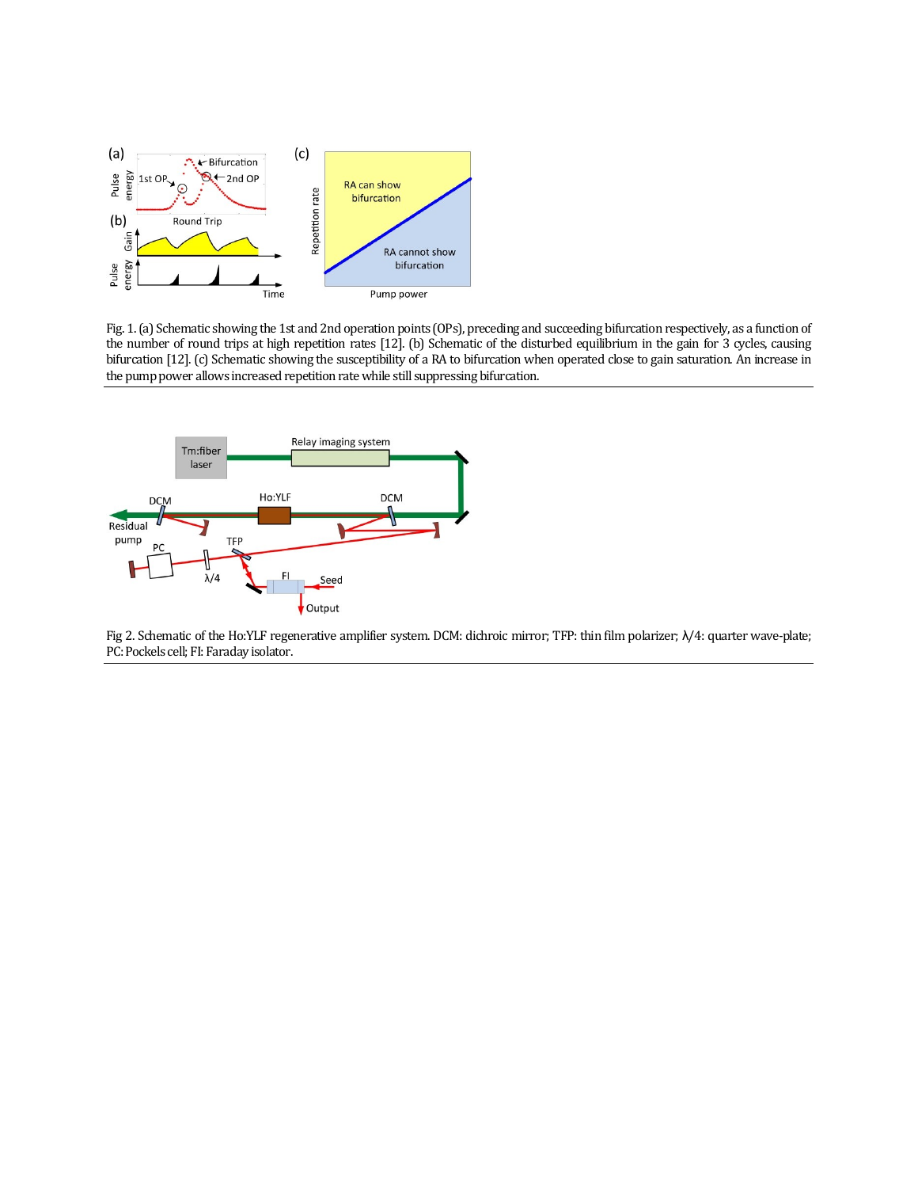Fig. 1. (a) Schematic showing the 1st and 2nd operation points (OPs), preceding and succeeding bifurcation respectively, as a function of the number of round trips at high repetition rates [12]. (b) Schematic of the disturbed equilibrium in the gain for 3 cycles, causing bifurcation [12]. (c) Schematic showing the susceptibility of a RA to bifurcation when operated close to gain saturation. An increase in the pump power allows increased repetition rate while still suppressing bifurcation.

Fig 2. Schematic of the Ho:YLF regenerative amplifier system. DCM: dichroic mirror; TFP: thin film polarizer; λ/4: quarter wave-plate; PC: Pockels cell; FI: Faraday isolator.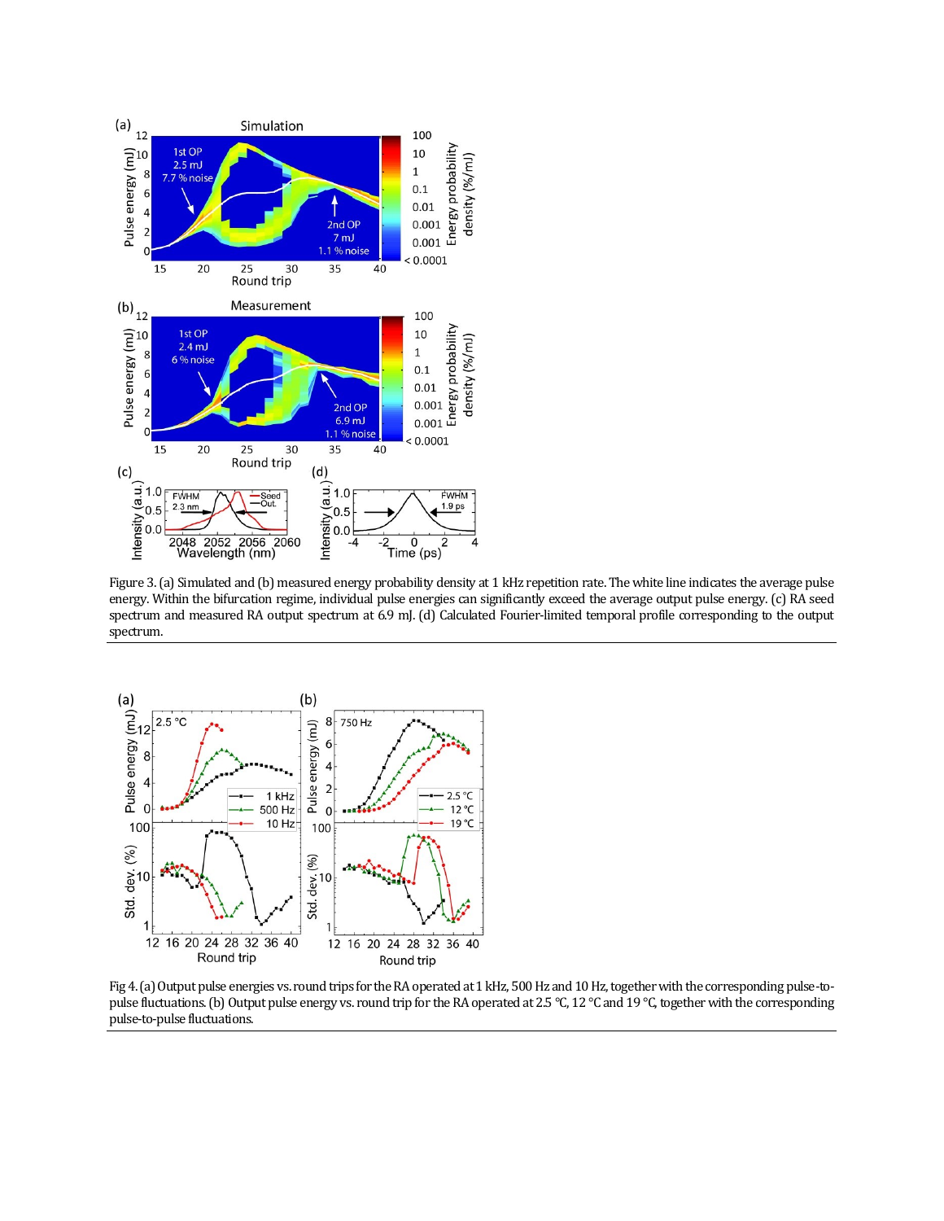Figure 3. (a) Simulated and (b) measured energy probability density at 1 kHz repetition rate. The white line indicates the average pulse energy. Within the bifurcation regime, individual pulse energies can significantly exceed the average output pulse energy. (c) RA seed spectrum and measured RA output spectrum at 6.9 mJ. (d) Calculated Fourier-limited temporal profile corresponding to the output spectrum.

Fig 4. (a) Output pulse energies vs. round trips for the RA operated at 1 kHz, 500 Hz and 10 Hz, together with the corresponding pulse-to-pulse fluctuations. (b) Output pulse energy vs. round trip for the RA operated at 2.5 °C, 12 °C and 19 °C, together with the corresponding pulse-to-pulse fluctuations.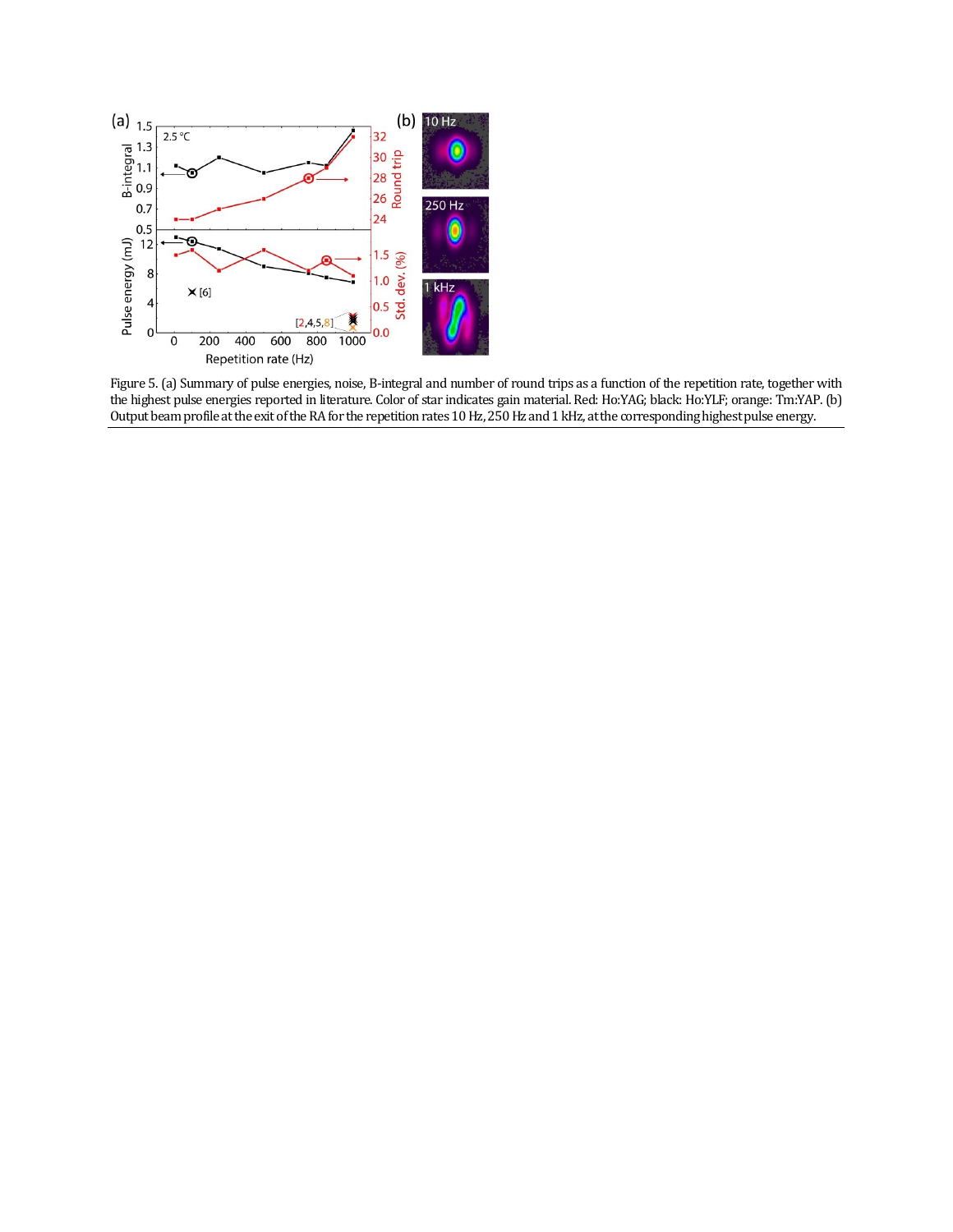(a)

2.5 °C

B-integral

1.5
1.3
1.1
0.9
0.7
0.5

Round trip

32
30
28
26
24

Pulse energy (mJ)

12
8
4
0

Std. dev. (%)

1.5
1.0
0.5
0.0

× [6]

[2,4,5,8]

0 200 400 600 800 1000

Repetition rate (Hz)

(b)

10 Hz

250 Hz

1 kHz

Figure 5. (a) Summary of pulse energies, noise, B-integral and number of round trips as a function of the repetition rate, together with the highest pulse energies reported in literature. Color of star indicates gain material. Red: Ho:YAG; black: Ho:YLF; orange: Tm:YAP. (b) Output beam profile at the exit of the RA for the repetition rates 10 Hz, 250 Hz and 1 kHz, at the corresponding highest pulse energy.